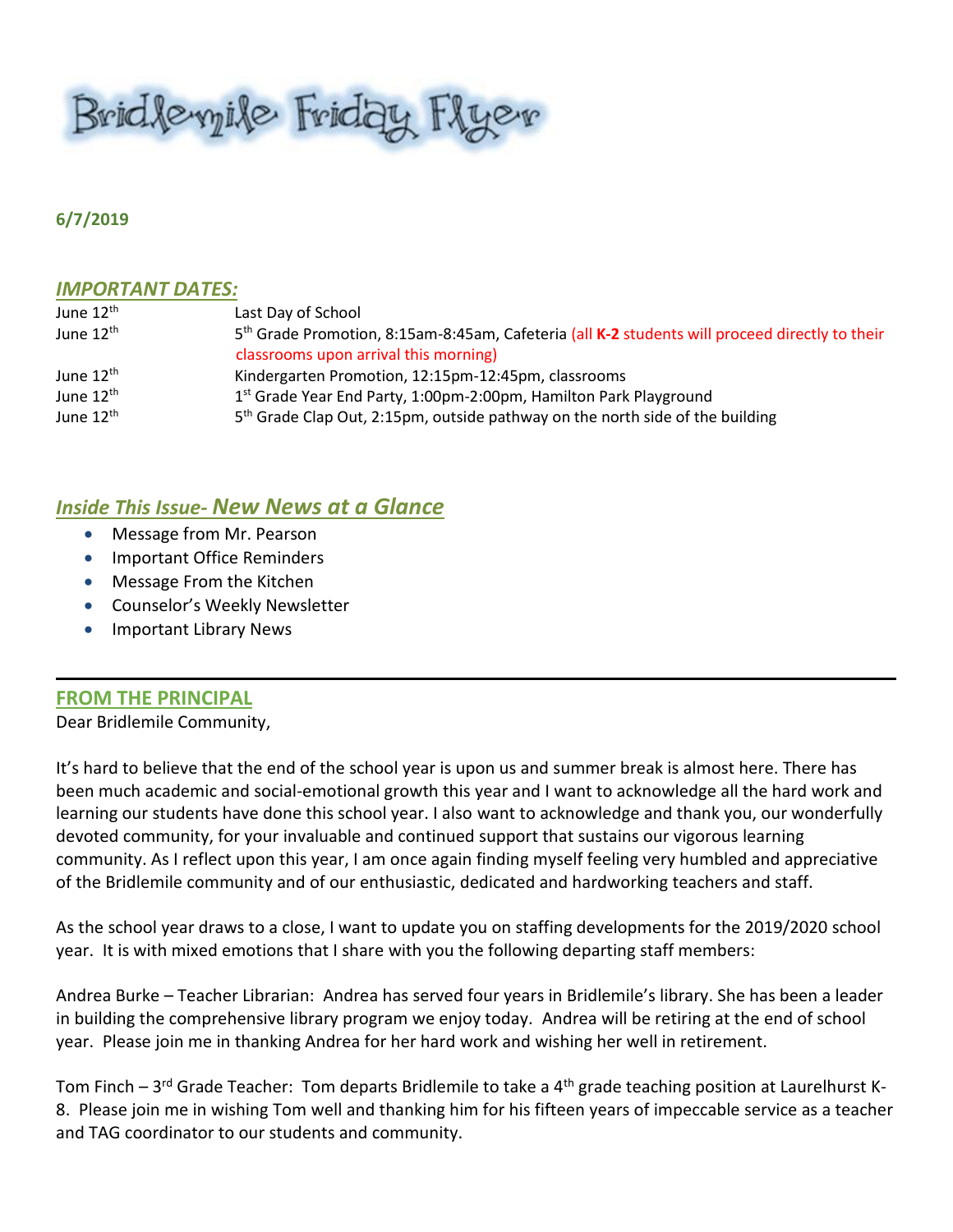# Bridlemile Friday Flyer

**6/7/2019**

## *IMPORTANT DATES:*

| | |
|---|---|
| June 12th | Last Day of School |
| June 12th | 5th Grade Promotion, 8:15am-8:45am, Cafeteria (all **K-2** students will proceed directly to their classrooms upon arrival this morning) |
| June 12th | Kindergarten Promotion, 12:15pm-12:45pm, classrooms |
| June 12th | 1st Grade Year End Party, 1:00pm-2:00pm, Hamilton Park Playground |
| June 12th | 5th Grade Clap Out, 2:15pm, outside pathway on the north side of the building |

## *Inside This Issue- New News at a Glance*

- Message from Mr. Pearson
- Important Office Reminders
- Message From the Kitchen
- Counselor's Weekly Newsletter
- Important Library News

---

## FROM THE PRINCIPAL

Dear Bridlemile Community,

It's hard to believe that the end of the school year is upon us and summer break is almost here. There has been much academic and social-emotional growth this year and I want to acknowledge all the hard work and learning our students have done this school year. I also want to acknowledge and thank you, our wonderfully devoted community, for your invaluable and continued support that sustains our vigorous learning community. As I reflect upon this year, I am once again finding myself feeling very humbled and appreciative of the Bridlemile community and of our enthusiastic, dedicated and hardworking teachers and staff.

As the school year draws to a close, I want to update you on staffing developments for the 2019/2020 school year. It is with mixed emotions that I share with you the following departing staff members:

Andrea Burke – Teacher Librarian: Andrea has served four years in Bridlemile's library. She has been a leader in building the comprehensive library program we enjoy today. Andrea will be retiring at the end of school year. Please join me in thanking Andrea for her hard work and wishing her well in retirement.

Tom Finch – 3rd Grade Teacher: Tom departs Bridlemile to take a 4th grade teaching position at Laurelhurst K-8. Please join me in wishing Tom well and thanking him for his fifteen years of impeccable service as a teacher and TAG coordinator to our students and community.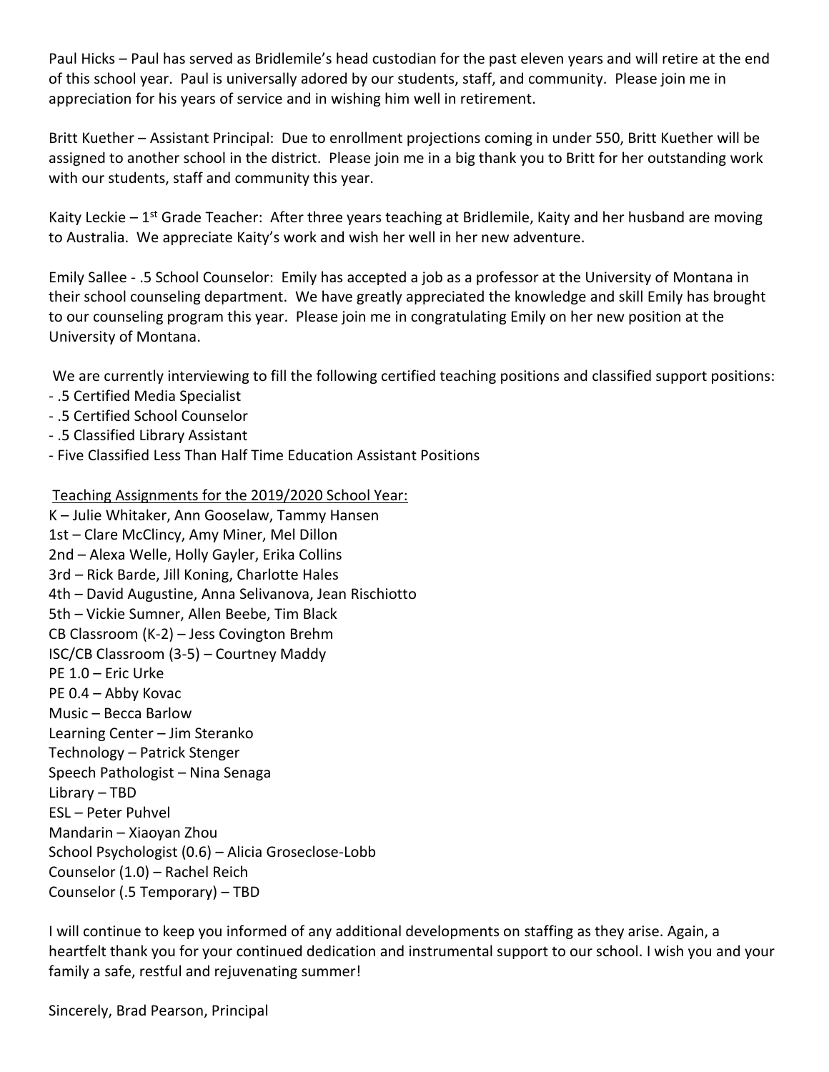Paul Hicks – Paul has served as Bridlemile's head custodian for the past eleven years and will retire at the end of this school year. Paul is universally adored by our students, staff, and community. Please join me in appreciation for his years of service and in wishing him well in retirement.

Britt Kuether – Assistant Principal: Due to enrollment projections coming in under 550, Britt Kuether will be assigned to another school in the district. Please join me in a big thank you to Britt for her outstanding work with our students, staff and community this year.

Kaity Leckie – 1st Grade Teacher: After three years teaching at Bridlemile, Kaity and her husband are moving to Australia. We appreciate Kaity's work and wish her well in her new adventure.

Emily Sallee - .5 School Counselor: Emily has accepted a job as a professor at the University of Montana in their school counseling department. We have greatly appreciated the knowledge and skill Emily has brought to our counseling program this year. Please join me in congratulating Emily on her new position at the University of Montana.

We are currently interviewing to fill the following certified teaching positions and classified support positions:

- .5 Certified Media Specialist
- .5 Certified School Counselor
- .5 Classified Library Assistant
- Five Classified Less Than Half Time Education Assistant Positions

Teaching Assignments for the 2019/2020 School Year:

K – Julie Whitaker, Ann Gooselaw, Tammy Hansen
1st – Clare McClincy, Amy Miner, Mel Dillon
2nd – Alexa Welle, Holly Gayler, Erika Collins
3rd – Rick Barde, Jill Koning, Charlotte Hales
4th – David Augustine, Anna Selivanova, Jean Rischiotto
5th – Vickie Sumner, Allen Beebe, Tim Black
CB Classroom (K-2) – Jess Covington Brehm
ISC/CB Classroom (3-5) – Courtney Maddy
PE 1.0 – Eric Urke
PE 0.4 – Abby Kovac
Music – Becca Barlow
Learning Center – Jim Steranko
Technology – Patrick Stenger
Speech Pathologist – Nina Senaga
Library – TBD
ESL – Peter Puhvel
Mandarin – Xiaoyan Zhou
School Psychologist (0.6) – Alicia Groseclose-Lobb
Counselor (1.0) – Rachel Reich
Counselor (.5 Temporary) – TBD

I will continue to keep you informed of any additional developments on staffing as they arise. Again, a heartfelt thank you for your continued dedication and instrumental support to our school. I wish you and your family a safe, restful and rejuvenating summer!

Sincerely, Brad Pearson, Principal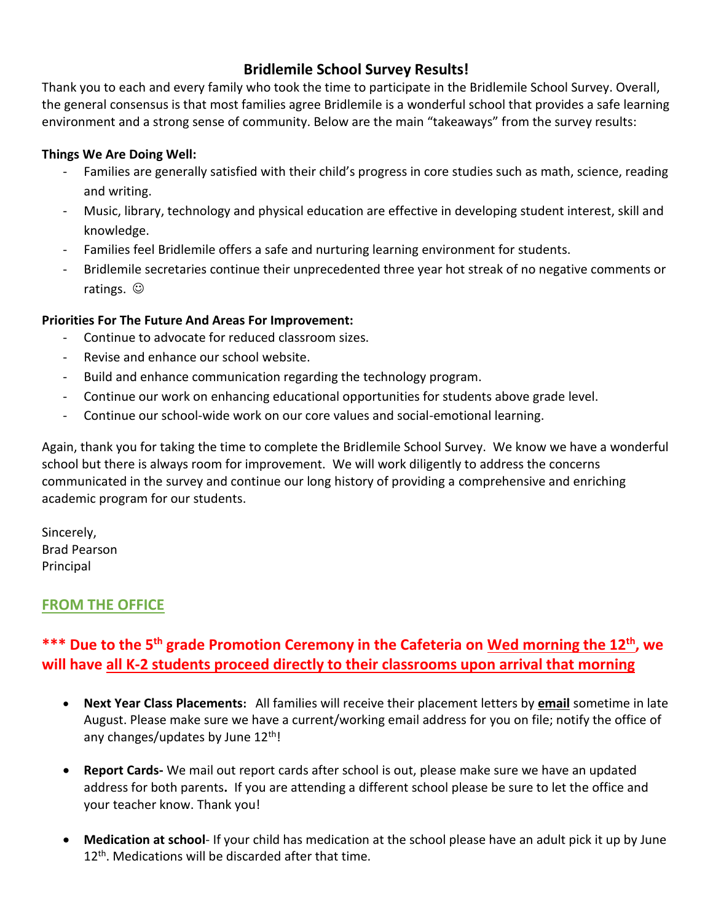# Bridlemile School Survey Results!

Thank you to each and every family who took the time to participate in the Bridlemile School Survey. Overall, the general consensus is that most families agree Bridlemile is a wonderful school that provides a safe learning environment and a strong sense of community. Below are the main "takeaways" from the survey results:

**Things We Are Doing Well:**

- Families are generally satisfied with their child's progress in core studies such as math, science, reading and writing.
- Music, library, technology and physical education are effective in developing student interest, skill and knowledge.
- Families feel Bridlemile offers a safe and nurturing learning environment for students.
- Bridlemile secretaries continue their unprecedented three year hot streak of no negative comments or ratings. ☺

**Priorities For The Future And Areas For Improvement:**

- Continue to advocate for reduced classroom sizes.
- Revise and enhance our school website.
- Build and enhance communication regarding the technology program.
- Continue our work on enhancing educational opportunities for students above grade level.
- Continue our school-wide work on our core values and social-emotional learning.

Again, thank you for taking the time to complete the Bridlemile School Survey. We know we have a wonderful school but there is always room for improvement. We will work diligently to address the concerns communicated in the survey and continue our long history of providing a comprehensive and enriching academic program for our students.

Sincerely,
Brad Pearson
Principal

## FROM THE OFFICE

### *** Due to the 5th grade Promotion Ceremony in the Cafeteria on Wed morning the 12th, we will have all K-2 students proceed directly to their classrooms upon arrival that morning

- **Next Year Class Placements:** All families will receive their placement letters by **email** sometime in late August. Please make sure we have a current/working email address for you on file; notify the office of any changes/updates by June 12th!

- **Report Cards-** We mail out report cards after school is out, please make sure we have an updated address for both parents**.** If you are attending a different school please be sure to let the office and your teacher know. Thank you!

- **Medication at school**- If your child has medication at the school please have an adult pick it up by June 12th. Medications will be discarded after that time.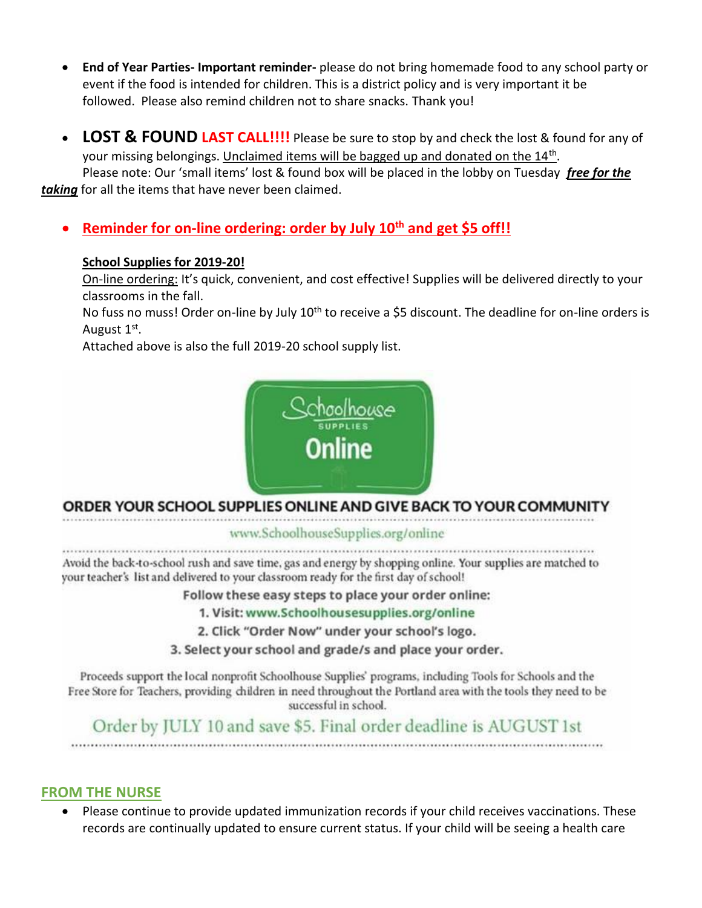- **End of Year Parties- Important reminder-** please do not bring homemade food to any school party or event if the food is intended for children. This is a district policy and is very important it be followed. Please also remind children not to share snacks. Thank you!

- **LOST & FOUND** **LAST CALL!!!!** Please be sure to stop by and check the lost & found for any of your missing belongings. Unclaimed items will be bagged up and donated on the 14th.
  Please note: Our 'small items' lost & found box will be placed in the lobby on Tuesday ***free for the taking*** for all the items that have never been claimed.

- **Reminder for on-line ordering: order by July 10th and get $5 off!!**

  **School Supplies for 2019-20!**
  On-line ordering: It's quick, convenient, and cost effective! Supplies will be delivered directly to your classrooms in the fall.
  No fuss no muss! Order on-line by July 10th to receive a $5 discount. The deadline for on-line orders is August 1st.
  Attached above is also the full 2019-20 school supply list.

Schoolhouse SUPPLIES Online

**ORDER YOUR SCHOOL SUPPLIES ONLINE AND GIVE BACK TO YOUR COMMUNITY**

www.SchoolhouseSupplies.org/online

Avoid the back-to-school rush and save time, gas and energy by shopping online. Your supplies are matched to your teacher's list and delivered to your classroom ready for the first day of school!

**Follow these easy steps to place your order online:**

1. **Visit: www.Schoolhousesupplies.org/online**
2. **Click "Order Now" under your school's logo.**
3. **Select your school and grade/s and place your order.**

Proceeds support the local nonprofit Schoolhouse Supplies' programs, including Tools for Schools and the Free Store for Teachers, providing children in need throughout the Portland area with the tools they need to be successful in school.

Order by JULY 10 and save $5. Final order deadline is AUGUST 1st

## FROM THE NURSE

- Please continue to provide updated immunization records if your child receives vaccinations. These records are continually updated to ensure current status. If your child will be seeing a health care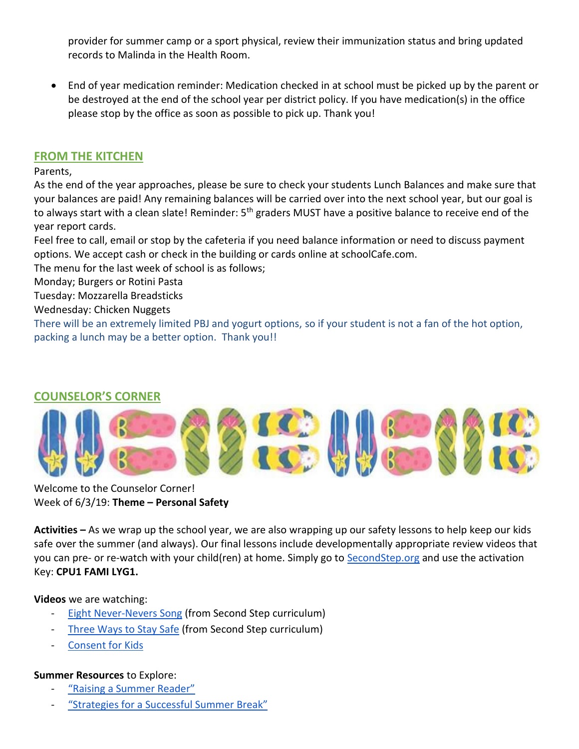provider for summer camp or a sport physical, review their immunization status and bring updated records to Malinda in the Health Room.

- End of year medication reminder: Medication checked in at school must be picked up by the parent or be destroyed at the end of the school year per district policy. If you have medication(s) in the office please stop by the office as soon as possible to pick up. Thank you!

## FROM THE KITCHEN

Parents,

As the end of the year approaches, please be sure to check your students Lunch Balances and make sure that your balances are paid! Any remaining balances will be carried over into the next school year, but our goal is to always start with a clean slate! Reminder: 5th graders MUST have a positive balance to receive end of the year report cards.

Feel free to call, email or stop by the cafeteria if you need balance information or need to discuss payment options. We accept cash or check in the building or cards online at schoolCafe.com.

The menu for the last week of school is as follows;

Monday; Burgers or Rotini Pasta

Tuesday: Mozzarella Breadsticks

Wednesday: Chicken Nuggets

There will be an extremely limited PBJ and yogurt options, so if your student is not a fan of the hot option, packing a lunch may be a better option. Thank you!!

## COUNSELOR'S CORNER

Welcome to the Counselor Corner!

Week of 6/3/19: **Theme – Personal Safety**

**Activities –** As we wrap up the school year, we are also wrapping up our safety lessons to help keep our kids safe over the summer (and always). Our final lessons include developmentally appropriate review videos that you can pre- or re-watch with your child(ren) at home. Simply go to SecondStep.org and use the activation Key: **CPU1 FAMI LYG1.**

**Videos** we are watching:

- Eight Never-Nevers Song (from Second Step curriculum)
- Three Ways to Stay Safe (from Second Step curriculum)
- Consent for Kids

**Summer Resources** to Explore:

- "Raising a Summer Reader"
- "Strategies for a Successful Summer Break"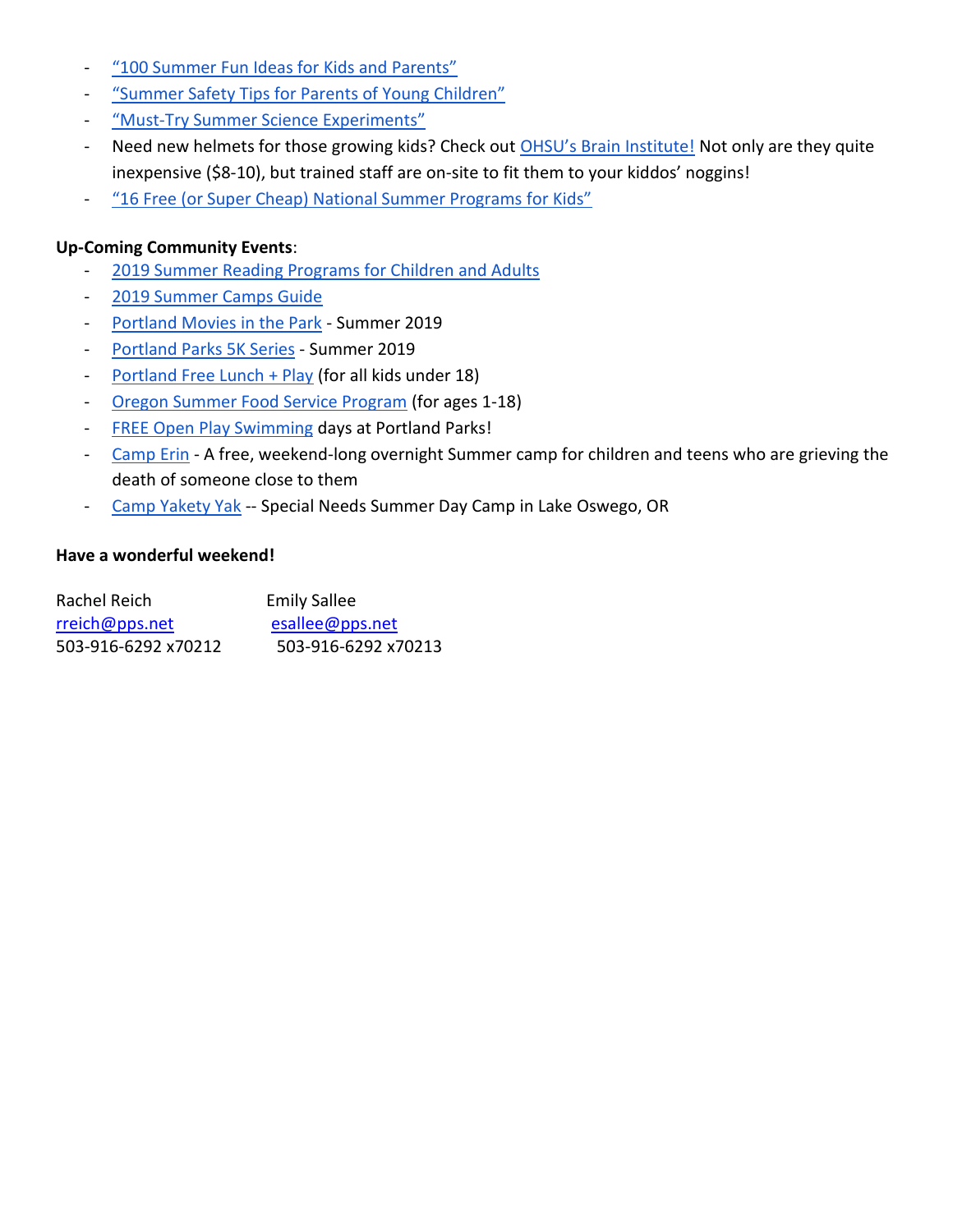- "100 Summer Fun Ideas for Kids and Parents"
- "Summer Safety Tips for Parents of Young Children"
- "Must-Try Summer Science Experiments"
- Need new helmets for those growing kids? Check out OHSU's Brain Institute! Not only are they quite inexpensive ($8-10), but trained staff are on-site to fit them to your kiddos' noggins!
- "16 Free (or Super Cheap) National Summer Programs for Kids"

**Up-Coming Community Events**:

- 2019 Summer Reading Programs for Children and Adults
- 2019 Summer Camps Guide
- Portland Movies in the Park - Summer 2019
- Portland Parks 5K Series - Summer 2019
- Portland Free Lunch + Play (for all kids under 18)
- Oregon Summer Food Service Program (for ages 1-18)
- FREE Open Play Swimming days at Portland Parks!
- Camp Erin - A free, weekend-long overnight Summer camp for children and teens who are grieving the death of someone close to them
- Camp Yakety Yak -- Special Needs Summer Day Camp in Lake Oswego, OR

**Have a wonderful weekend!**

Rachel Reich
rreich@pps.net
503-916-6292 x70212

Emily Sallee
esallee@pps.net
503-916-6292 x70213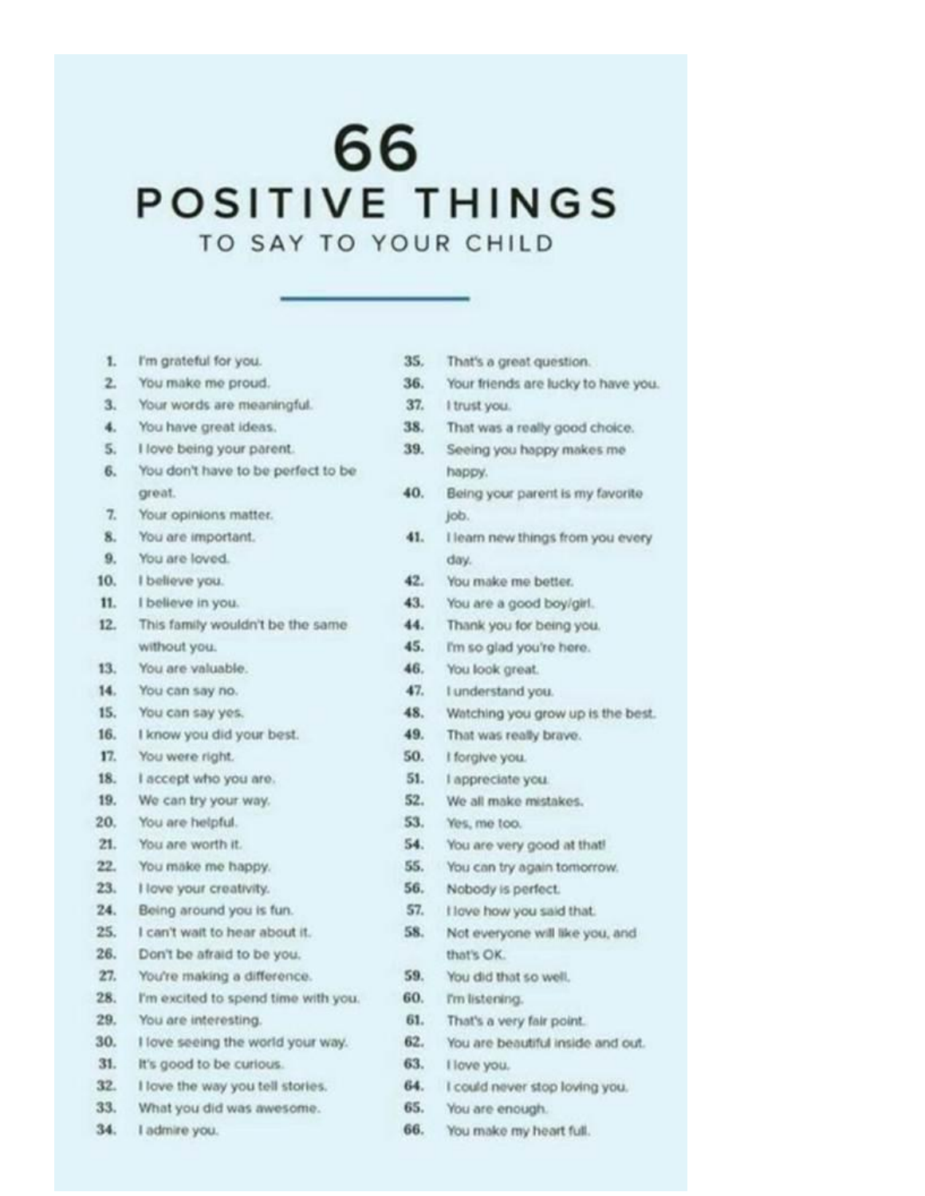# 66

## POSITIVE THINGS

### TO SAY TO YOUR CHILD

1. I'm grateful for you.
2. You make me proud.
3. Your words are meaningful.
4. You have great ideas.
5. I love being your parent.
6. You don't have to be perfect to be great.
7. Your opinions matter.
8. You are important.
9. You are loved.
10. I believe you.
11. I believe in you.
12. This family wouldn't be the same without you.
13. You are valuable.
14. You can say no.
15. You can say yes.
16. I know you did your best.
17. You were right.
18. I accept who you are.
19. We can try your way.
20. You are helpful.
21. You are worth it.
22. You make me happy.
23. I love your creativity.
24. Being around you is fun.
25. I can't wait to hear about it.
26. Don't be afraid to be you.
27. You're making a difference.
28. I'm excited to spend time with you.
29. You are interesting.
30. I love seeing the world your way.
31. It's good to be curious.
32. I love the way you tell stories.
33. What you did was awesome.
34. I admire you.
35. That's a great question.
36. Your friends are lucky to have you.
37. I trust you.
38. That was a really good choice.
39. Seeing you happy makes me happy.
40. Being your parent is my favorite job.
41. I learn new things from you every day.
42. You make me better.
43. You are a good boy/girl.
44. Thank you for being you.
45. I'm so glad you're here.
46. You look great.
47. I understand you.
48. Watching you grow up is the best.
49. That was really brave.
50. I forgive you.
51. I appreciate you.
52. We all make mistakes.
53. Yes, me too.
54. You are very good at that!
55. You can try again tomorrow.
56. Nobody is perfect.
57. I love how you said that.
58. Not everyone will like you, and that's OK.
59. You did that so well.
60. I'm listening.
61. That's a very fair point.
62. You are beautiful inside and out.
63. I love you.
64. I could never stop loving you.
65. You are enough.
66. You make my heart full.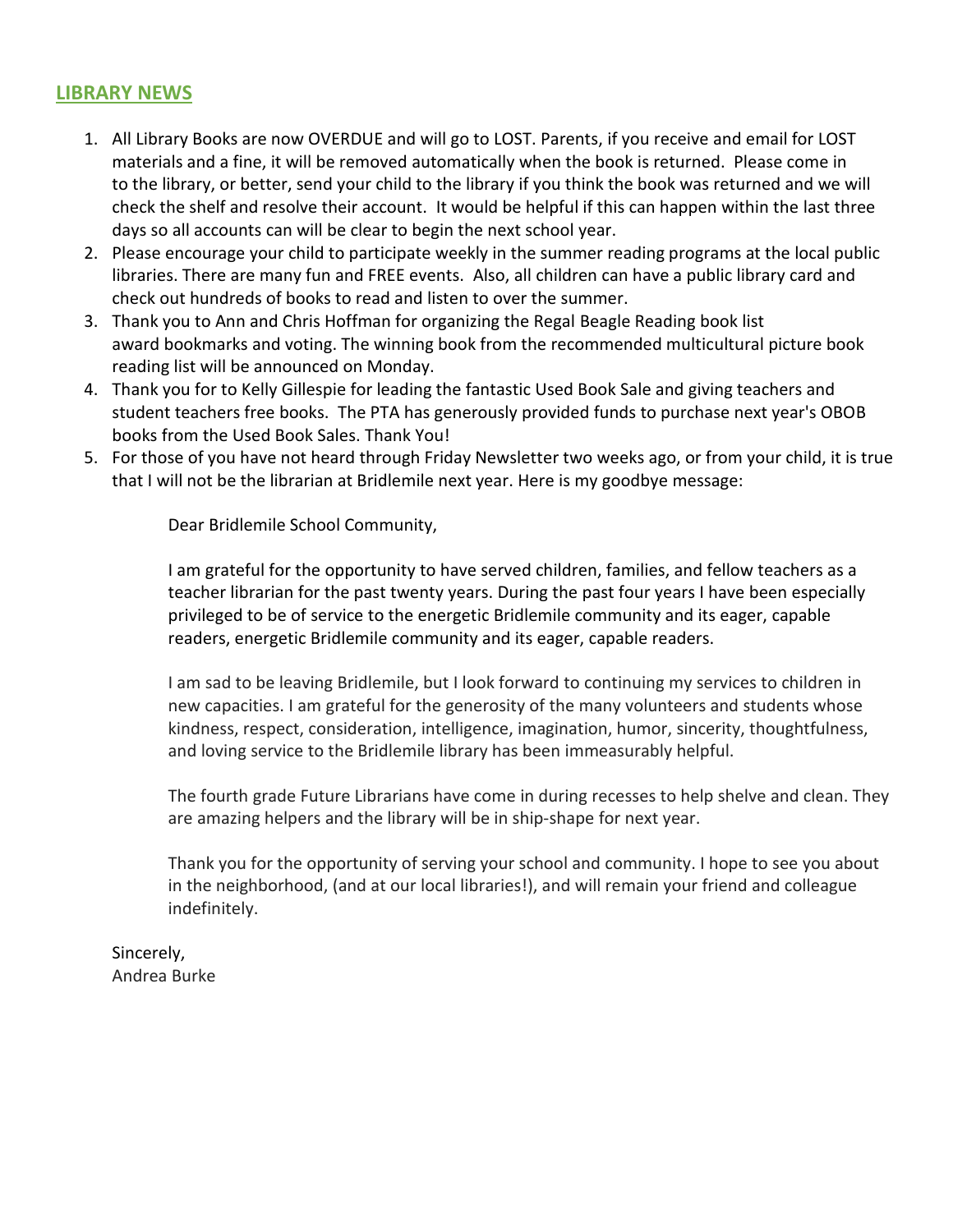## LIBRARY NEWS

1. All Library Books are now OVERDUE and will go to LOST. Parents, if you receive and email for LOST materials and a fine, it will be removed automatically when the book is returned. Please come in to the library, or better, send your child to the library if you think the book was returned and we will check the shelf and resolve their account. It would be helpful if this can happen within the last three days so all accounts can will be clear to begin the next school year.
2. Please encourage your child to participate weekly in the summer reading programs at the local public libraries. There are many fun and FREE events. Also, all children can have a public library card and check out hundreds of books to read and listen to over the summer.
3. Thank you to Ann and Chris Hoffman for organizing the Regal Beagle Reading book list award bookmarks and voting. The winning book from the recommended multicultural picture book reading list will be announced on Monday.
4. Thank you for to Kelly Gillespie for leading the fantastic Used Book Sale and giving teachers and student teachers free books. The PTA has generously provided funds to purchase next year's OBOB books from the Used Book Sales. Thank You!
5. For those of you have not heard through Friday Newsletter two weeks ago, or from your child, it is true that I will not be the librarian at Bridlemile next year. Here is my goodbye message:

   Dear Bridlemile School Community,

   I am grateful for the opportunity to have served children, families, and fellow teachers as a teacher librarian for the past twenty years. During the past four years I have been especially privileged to be of service to the energetic Bridlemile community and its eager, capable readers, energetic Bridlemile community and its eager, capable readers.

   I am sad to be leaving Bridlemile, but I look forward to continuing my services to children in new capacities. I am grateful for the generosity of the many volunteers and students whose kindness, respect, consideration, intelligence, imagination, humor, sincerity, thoughtfulness, and loving service to the Bridlemile library has been immeasurably helpful.

   The fourth grade Future Librarians have come in during recesses to help shelve and clean. They are amazing helpers and the library will be in ship-shape for next year.

   Thank you for the opportunity of serving your school and community. I hope to see you about in the neighborhood, (and at our local libraries!), and will remain your friend and colleague indefinitely.

Sincerely,
Andrea Burke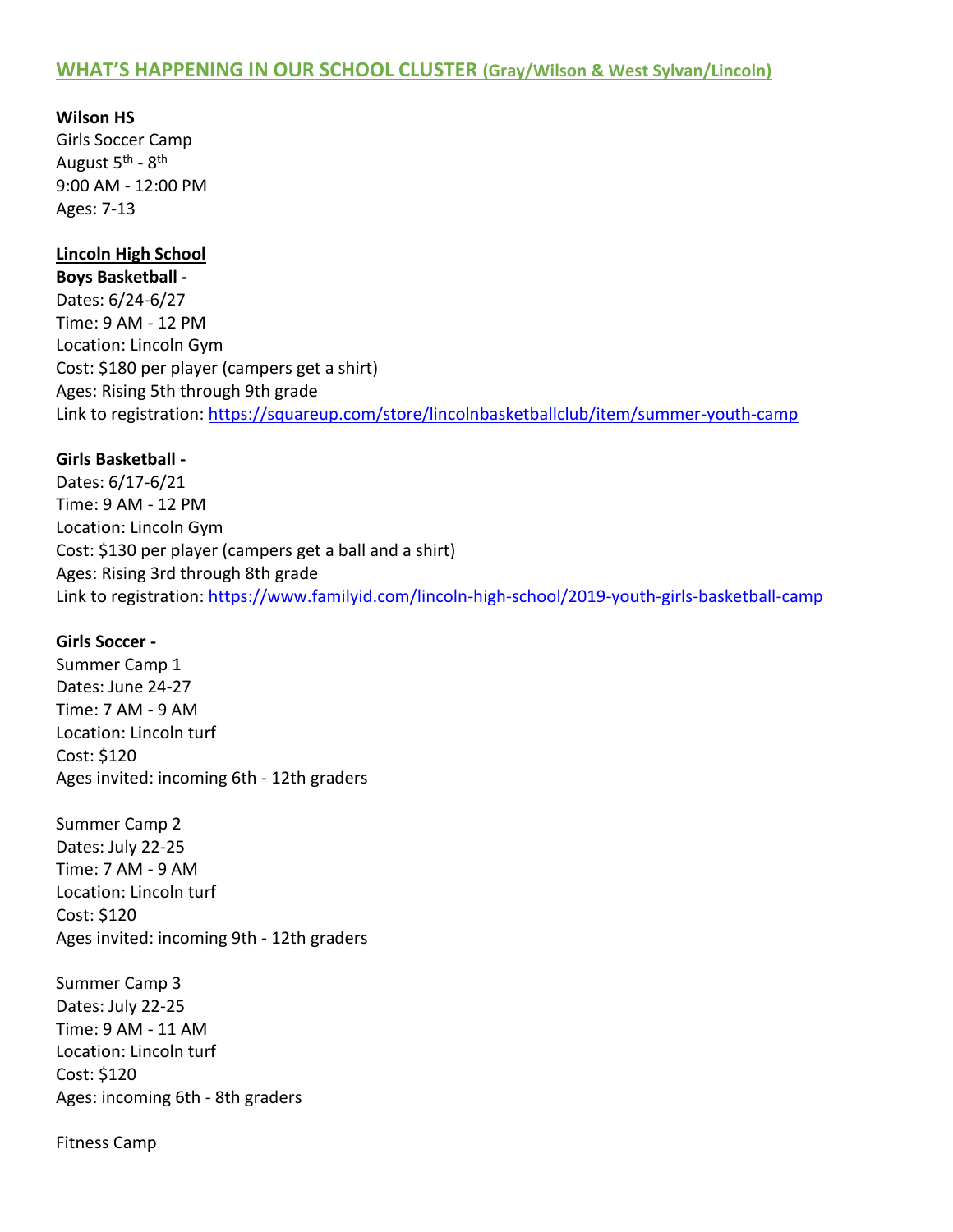## WHAT'S HAPPENING IN OUR SCHOOL CLUSTER (Gray/Wilson & West Sylvan/Lincoln)

**Wilson HS**

Girls Soccer Camp
August 5th - 8th
9:00 AM - 12:00 PM
Ages: 7-13

**Lincoln High School**

**Boys Basketball -**
Dates: 6/24-6/27
Time: 9 AM - 12 PM
Location: Lincoln Gym
Cost: $180 per player (campers get a shirt)
Ages: Rising 5th through 9th grade
Link to registration: https://squareup.com/store/lincolnbasketballclub/item/summer-youth-camp

**Girls Basketball -**
Dates: 6/17-6/21
Time: 9 AM - 12 PM
Location: Lincoln Gym
Cost: $130 per player (campers get a ball and a shirt)
Ages: Rising 3rd through 8th grade
Link to registration: https://www.familyid.com/lincoln-high-school/2019-youth-girls-basketball-camp

**Girls Soccer -**
Summer Camp 1
Dates: June 24-27
Time: 7 AM - 9 AM
Location: Lincoln turf
Cost: $120
Ages invited: incoming 6th - 12th graders

Summer Camp 2
Dates: July 22-25
Time: 7 AM - 9 AM
Location: Lincoln turf
Cost: $120
Ages invited: incoming 9th - 12th graders

Summer Camp 3
Dates: July 22-25
Time: 9 AM - 11 AM
Location: Lincoln turf
Cost: $120
Ages: incoming 6th - 8th graders

Fitness Camp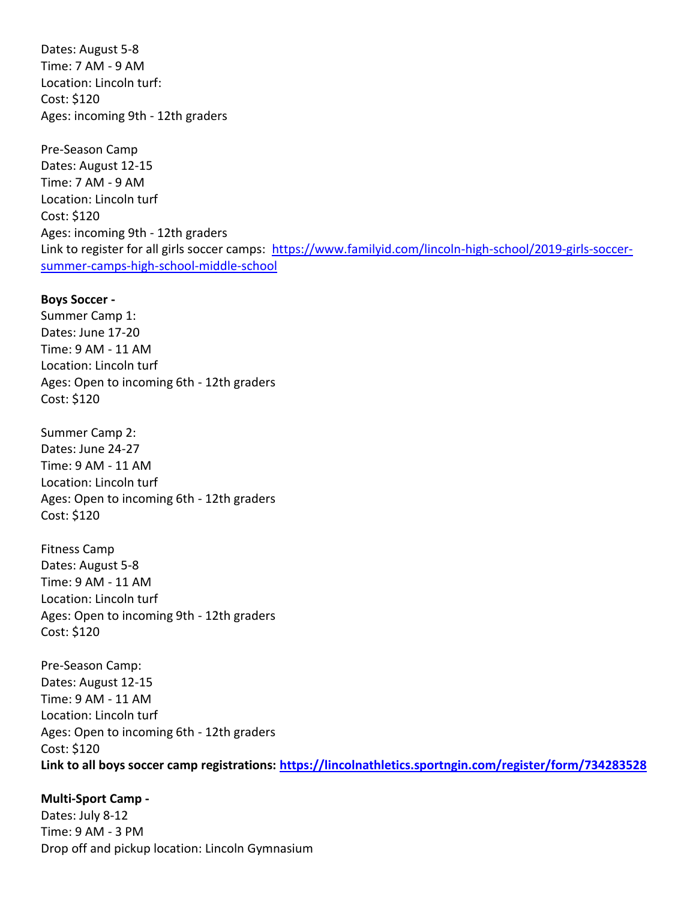Dates: August 5-8
Time: 7 AM - 9 AM
Location: Lincoln turf:
Cost: $120
Ages: incoming 9th - 12th graders

Pre-Season Camp
Dates: August 12-15
Time: 7 AM - 9 AM
Location: Lincoln turf
Cost: $120
Ages: incoming 9th - 12th graders
Link to register for all girls soccer camps: [https://www.familyid.com/lincoln-high-school/2019-girls-soccer-summer-camps-high-school-middle-school](https://www.familyid.com/lincoln-high-school/2019-girls-soccer-summer-camps-high-school-middle-school)

**Boys Soccer -**
Summer Camp 1:
Dates: June 17-20
Time: 9 AM - 11 AM
Location: Lincoln turf
Ages: Open to incoming 6th - 12th graders
Cost: $120

Summer Camp 2:
Dates: June 24-27
Time: 9 AM - 11 AM
Location: Lincoln turf
Ages: Open to incoming 6th - 12th graders
Cost: $120

Fitness Camp
Dates: August 5-8
Time: 9 AM - 11 AM
Location: Lincoln turf
Ages: Open to incoming 9th - 12th graders
Cost: $120

Pre-Season Camp:
Dates: August 12-15
Time: 9 AM - 11 AM
Location: Lincoln turf
Ages: Open to incoming 6th - 12th graders
Cost: $120
**Link to all boys soccer camp registrations: [https://lincolnathletics.sportngin.com/register/form/734283528](https://lincolnathletics.sportngin.com/register/form/734283528)**

**Multi-Sport Camp -**
Dates: July 8-12
Time: 9 AM - 3 PM
Drop off and pickup location: Lincoln Gymnasium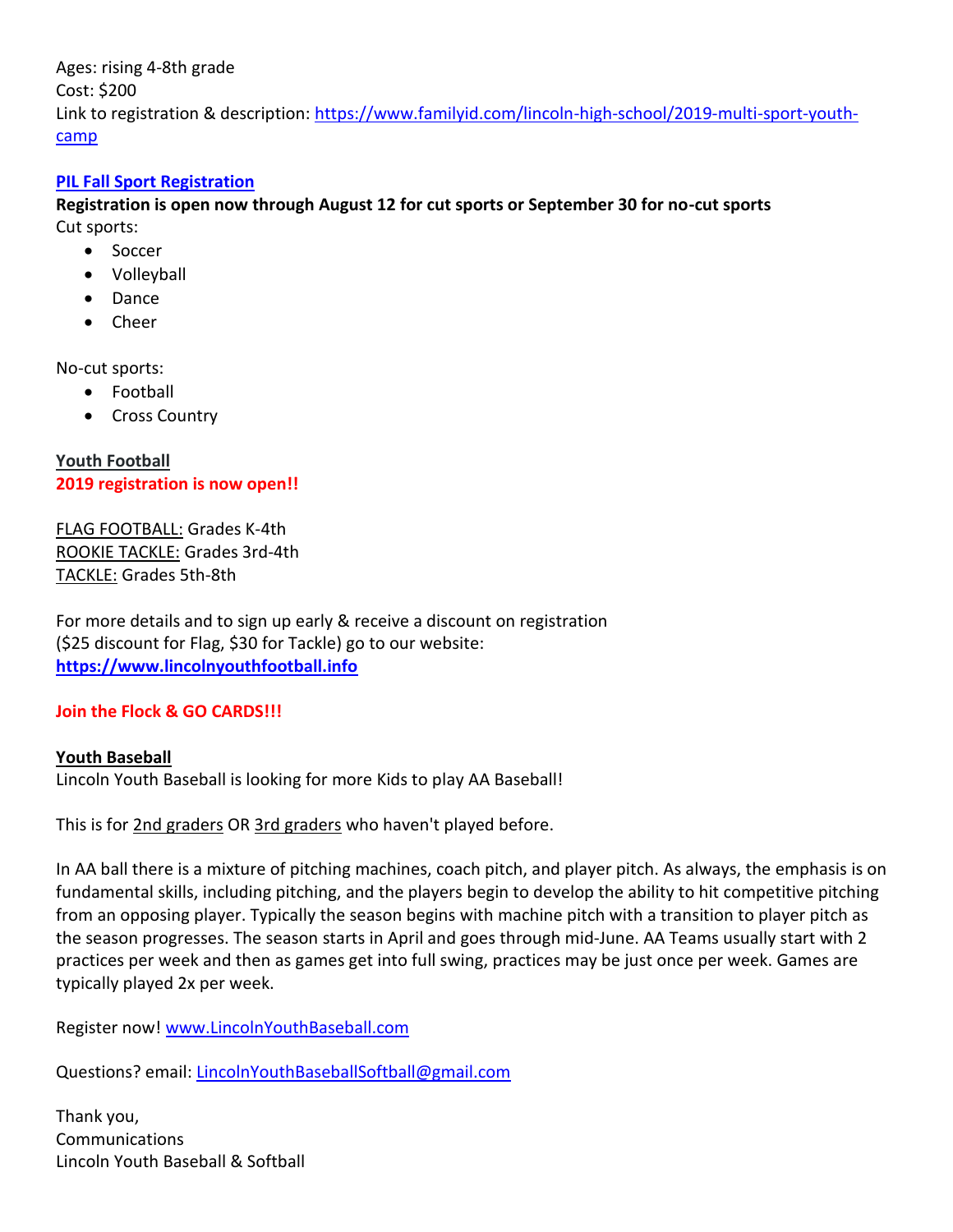Ages: rising 4-8th grade
Cost: $200
Link to registration & description: [https://www.familyid.com/lincoln-high-school/2019-multi-sport-youth-camp](https://www.familyid.com/lincoln-high-school/2019-multi-sport-youth-camp)

**[PIL Fall Sport Registration]()**

**Registration is open now through August 12 for cut sports or September 30 for no-cut sports**

Cut sports:

- Soccer
- Volleyball
- Dance
- Cheer

No-cut sports:

- Football
- Cross Country

**Youth Football**

**2019 registration is now open!!**

FLAG FOOTBALL: Grades K-4th
ROOKIE TACKLE: Grades 3rd-4th
TACKLE: Grades 5th-8th

For more details and to sign up early & receive a discount on registration ($25 discount for Flag, $30 for Tackle) go to our website: **[https://www.lincolnyouthfootball.info](https://www.lincolnyouthfootball.info)**

**Join the Flock & GO CARDS!!!**

**Youth Baseball**

Lincoln Youth Baseball is looking for more Kids to play AA Baseball!

This is for 2nd graders OR 3rd graders who haven't played before.

In AA ball there is a mixture of pitching machines, coach pitch, and player pitch. As always, the emphasis is on fundamental skills, including pitching, and the players begin to develop the ability to hit competitive pitching from an opposing player. Typically the season begins with machine pitch with a transition to player pitch as the season progresses. The season starts in April and goes through mid-June. AA Teams usually start with 2 practices per week and then as games get into full swing, practices may be just once per week. Games are typically played 2x per week.

Register now! [www.LincolnYouthBaseball.com](http://www.LincolnYouthBaseball.com)

Questions? email: [LincolnYouthBaseballSoftball@gmail.com](mailto:LincolnYouthBaseballSoftball@gmail.com)

Thank you,
Communications
Lincoln Youth Baseball & Softball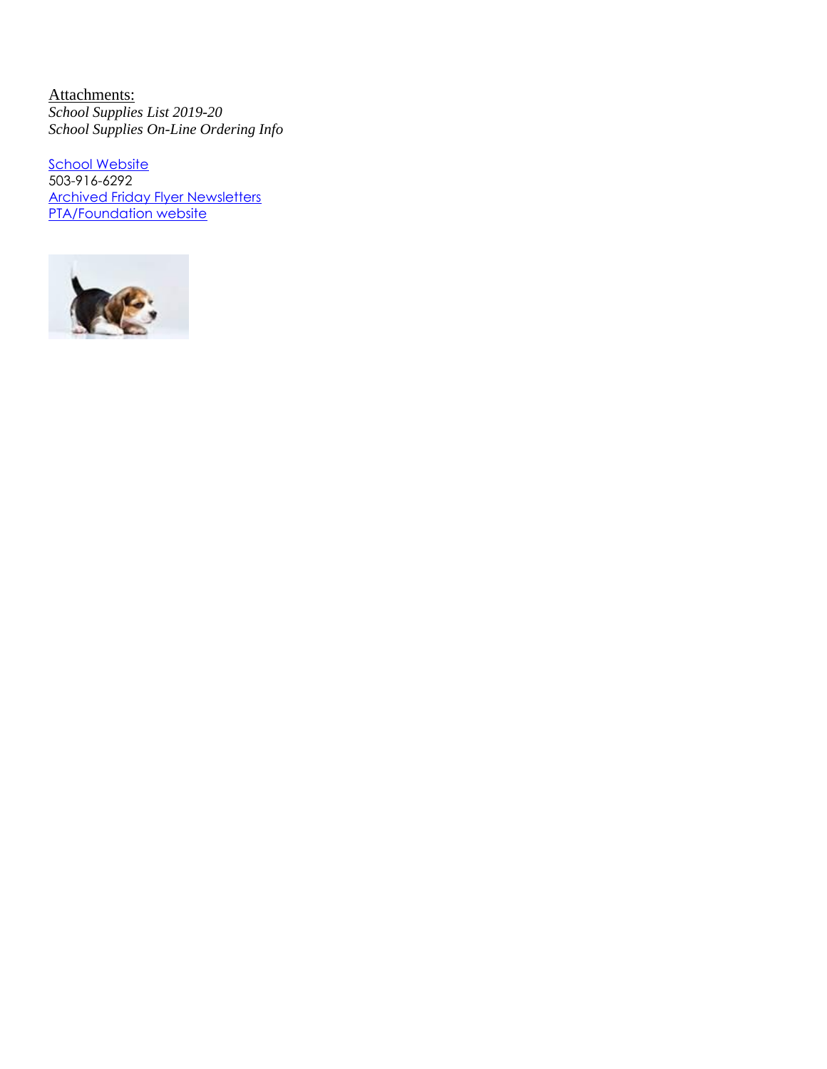<u>Attachments:</u>
*School Supplies List 2019-20*
*School Supplies On-Line Ordering Info*

[School Website]
503-916-6292
[Archived Friday Flyer Newsletters]
[PTA/Foundation website]